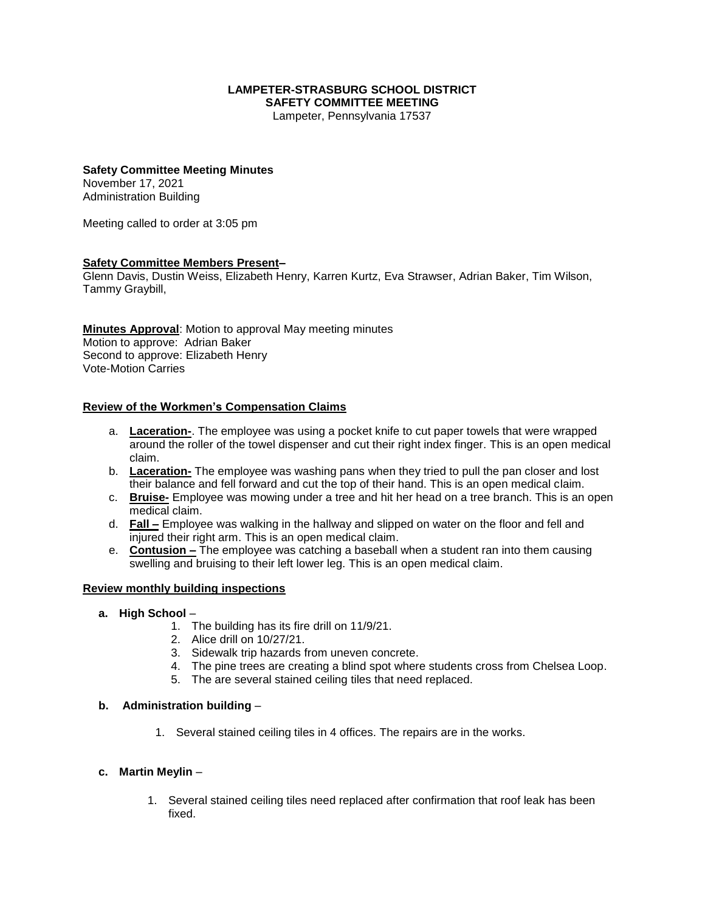**LAMPETER-STRASBURG SCHOOL DISTRICT**
**SAFETY COMMITTEE MEETING**
Lampeter, Pennsylvania 17537

**Safety Committee Meeting Minutes**
November 17, 2021
Administration Building

Meeting called to order at 3:05 pm

**Safety Committee Members Present–**
Glenn Davis, Dustin Weiss, Elizabeth Henry, Karren Kurtz, Eva Strawser, Adrian Baker, Tim Wilson, Tammy Graybill,

**Minutes Approval**: Motion to approval May meeting minutes
Motion to approve: Adrian Baker
Second to approve: Elizabeth Henry
Vote-Motion Carries

**Review of the Workmen's Compensation Claims**

a. **Laceration-**. The employee was using a pocket knife to cut paper towels that were wrapped around the roller of the towel dispenser and cut their right index finger. This is an open medical claim.
b. **Laceration-** The employee was washing pans when they tried to pull the pan closer and lost their balance and fell forward and cut the top of their hand. This is an open medical claim.
c. **Bruise-** Employee was mowing under a tree and hit her head on a tree branch. This is an open medical claim.
d. **Fall –** Employee was walking in the hallway and slipped on water on the floor and fell and injured their right arm. This is an open medical claim.
e. **Contusion –** The employee was catching a baseball when a student ran into them causing swelling and bruising to their left lower leg. This is an open medical claim.

**Review monthly building inspections**

**a. High School** –
1. The building has its fire drill on 11/9/21.
2. Alice drill on 10/27/21.
3. Sidewalk trip hazards from uneven concrete.
4. The pine trees are creating a blind spot where students cross from Chelsea Loop.
5. The are several stained ceiling tiles that need replaced.

**b. Administration building** –
1. Several stained ceiling tiles in 4 offices. The repairs are in the works.

**c. Martin Meylin** –
1. Several stained ceiling tiles need replaced after confirmation that roof leak has been fixed.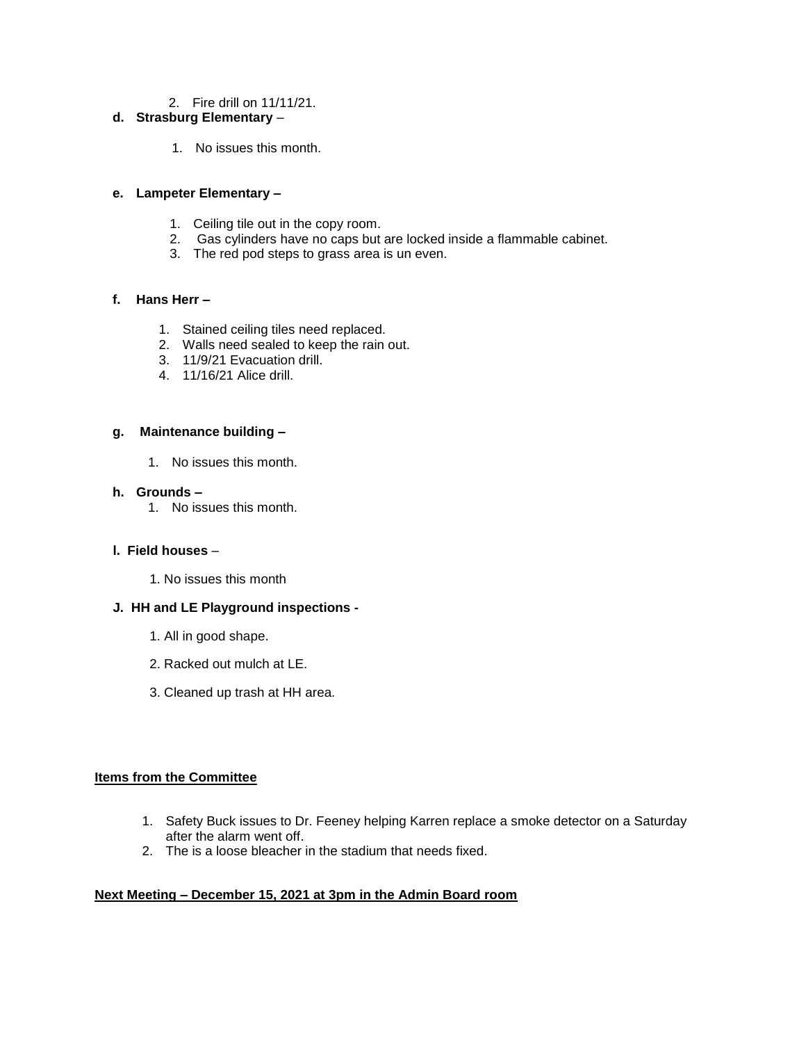2. Fire drill on 11/11/21.

**d. Strasburg Elementary** –

1. No issues this month.

**e. Lampeter Elementary –**

1. Ceiling tile out in the copy room.
2. Gas cylinders have no caps but are locked inside a flammable cabinet.
3. The red pod steps to grass area is un even.

**f. Hans Herr –**

1. Stained ceiling tiles need replaced.
2. Walls need sealed to keep the rain out.
3. 11/9/21 Evacuation drill.
4. 11/16/21 Alice drill.

**g. Maintenance building –**

1. No issues this month.

**h. Grounds –**

1. No issues this month.

**I. Field houses** –

1. No issues this month

**J. HH and LE Playground inspections -**

1. All in good shape.
2. Racked out mulch at LE.
3. Cleaned up trash at HH area.

**<u>Items from the Committee</u>**

1. Safety Buck issues to Dr. Feeney helping Karren replace a smoke detector on a Saturday after the alarm went off.
2. The is a loose bleacher in the stadium that needs fixed.

**<u>Next Meeting – December 15, 2021 at 3pm in the Admin Board room</u>**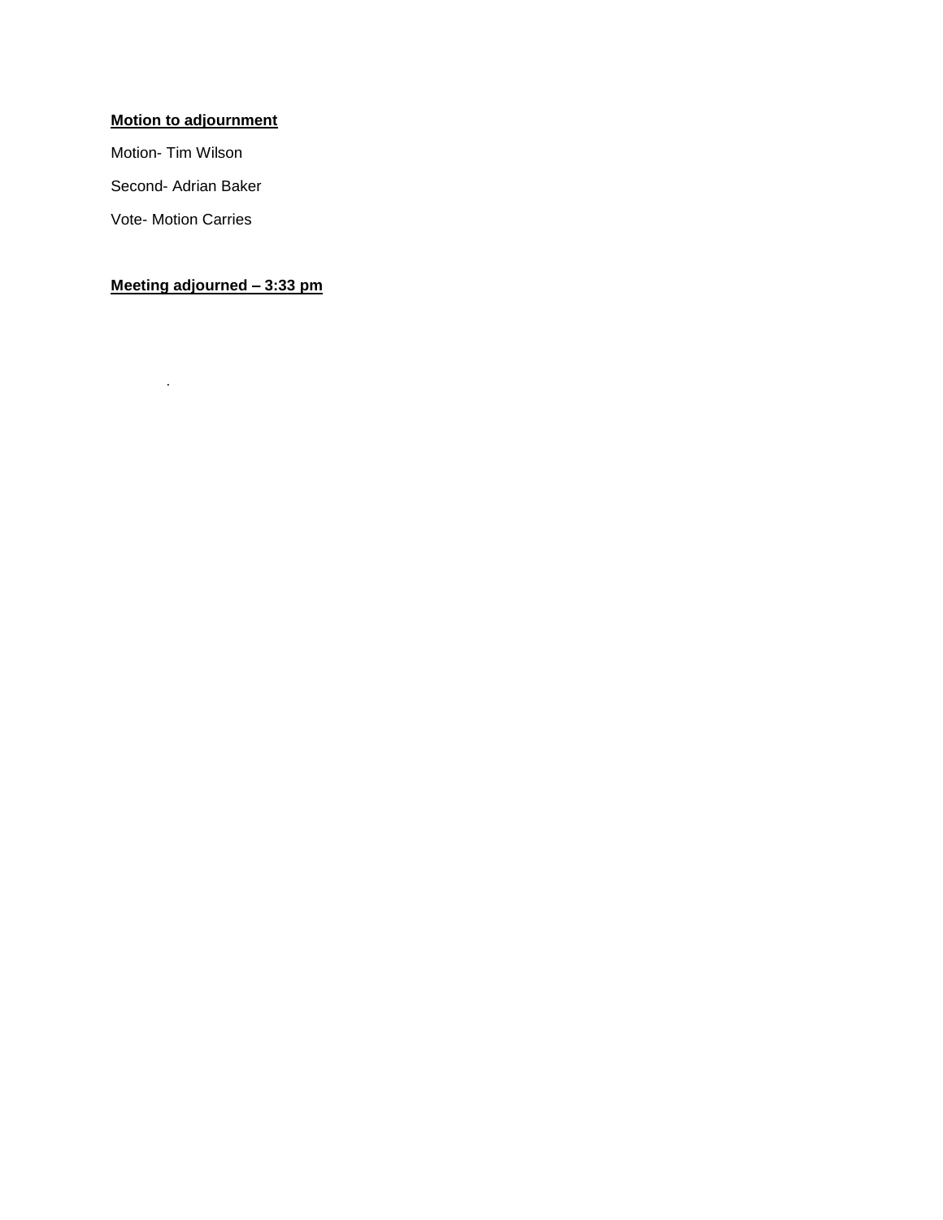**Motion to adjournment**

Motion- Tim Wilson

Second- Adrian Baker

Vote- Motion Carries

**Meeting adjourned – 3:33 pm**

.